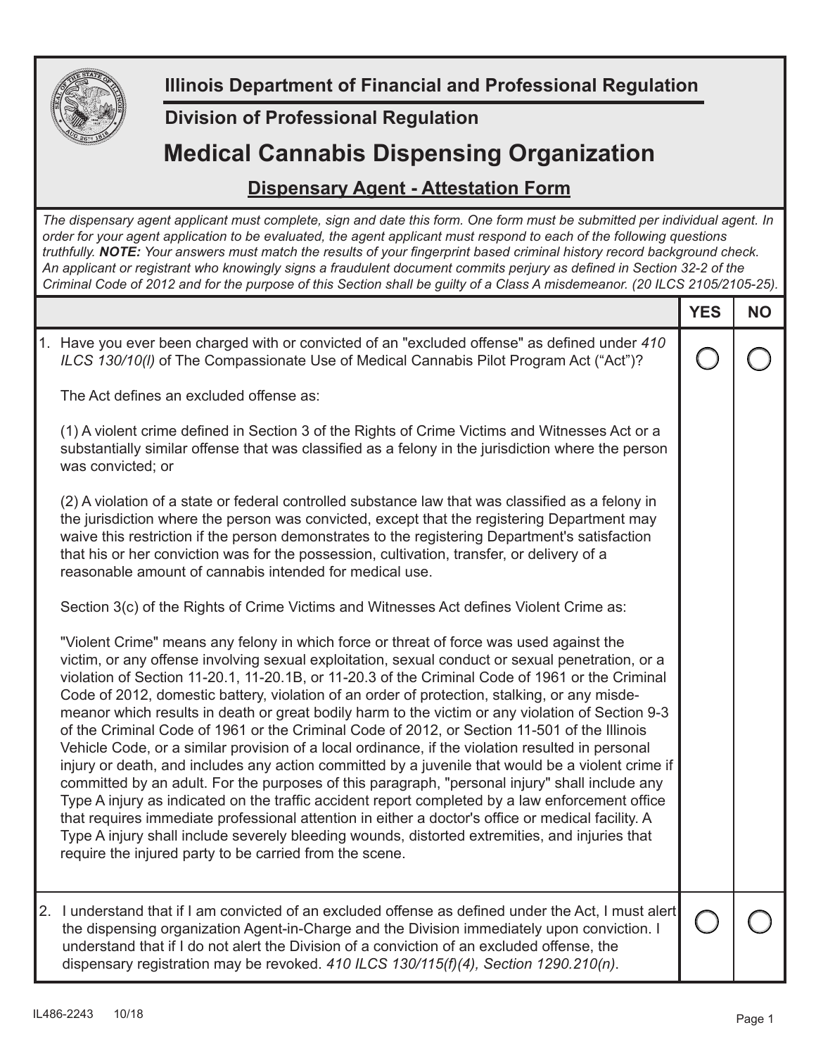# Illinois Department of Financial and Professional Regulation

## Division of Professional Regulation

# Medical Cannabis Dispensing Organization

## Dispensary Agent - Attestation Form

*The dispensary agent applicant must complete, sign and date this form. One form must be submitted per individual agent. In order for your agent application to be evaluated, the agent applicant must respond to each of the following questions truthfully.* ***NOTE:*** *Your answers must match the results of your fingerprint based criminal history record background check. An applicant or registrant who knowingly signs a fraudulent document commits perjury as defined in Section 32-2 of the Criminal Code of 2012 and for the purpose of this Section shall be guilty of a Class A misdemeanor. (20 ILCS 2105/2105-25).*

| | YES | NO |
|---|---|---|
| 1. Have you ever been charged with or convicted of an "excluded offense" as defined under *410 ILCS 130/10(l)* of The Compassionate Use of Medical Cannabis Pilot Program Act ("Act")?<br><br>The Act defines an excluded offense as:<br><br>(1) A violent crime defined in Section 3 of the Rights of Crime Victims and Witnesses Act or a substantially similar offense that was classified as a felony in the jurisdiction where the person was convicted; or<br><br>(2) A violation of a state or federal controlled substance law that was classified as a felony in the jurisdiction where the person was convicted, except that the registering Department may waive this restriction if the person demonstrates to the registering Department's satisfaction that his or her conviction was for the possession, cultivation, transfer, or delivery of a reasonable amount of cannabis intended for medical use.<br><br>Section 3(c) of the Rights of Crime Victims and Witnesses Act defines Violent Crime as:<br><br>"Violent Crime" means any felony in which force or threat of force was used against the victim, or any offense involving sexual exploitation, sexual conduct or sexual penetration, or a violation of Section 11-20.1, 11-20.1B, or 11-20.3 of the Criminal Code of 1961 or the Criminal Code of 2012, domestic battery, violation of an order of protection, stalking, or any misdemeanor which results in death or great bodily harm to the victim or any violation of Section 9-3 of the Criminal Code of 1961 or the Criminal Code of 2012, or Section 11-501 of the Illinois Vehicle Code, or a similar provision of a local ordinance, if the violation resulted in personal injury or death, and includes any action committed by a juvenile that would be a violent crime if committed by an adult. For the purposes of this paragraph, "personal injury" shall include any Type A injury as indicated on the traffic accident report completed by a law enforcement office that requires immediate professional attention in either a doctor's office or medical facility. A Type A injury shall include severely bleeding wounds, distorted extremities, and injuries that require the injured party to be carried from the scene. | ○ | ○ |
| 2. I understand that if I am convicted of an excluded offense as defined under the Act, I must alert the dispensing organization Agent-in-Charge and the Division immediately upon conviction. I understand that if I do not alert the Division of a conviction of an excluded offense, the dispensary registration may be revoked. *410 ILCS 130/115(f)(4), Section 1290.210(n)*. | ○ | ○ |

IL486-2243 10/18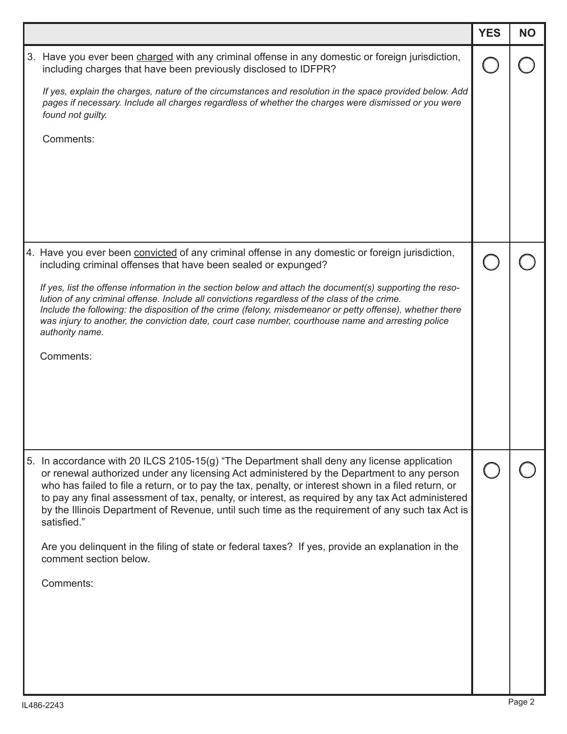| | YES | NO |
|---|---|---|
| 3. Have you ever been <u>charged</u> with any criminal offense in any domestic or foreign jurisdiction, including charges that have been previously disclosed to IDFPR?<br><br>*If yes, explain the charges, nature of the circumstances and resolution in the space provided below. Add pages if necessary. Include all charges regardless of whether the charges were dismissed or you were found not guilty.*<br><br>Comments: | ◯ | ◯ |
| 4. Have you ever been <u>convicted</u> of any criminal offense in any domestic or foreign jurisdiction, including criminal offenses that have been sealed or expunged?<br><br>*If yes, list the offense information in the section below and attach the document(s) supporting the resolution of any criminal offense. Include all convictions regardless of the class of the crime. Include the following: the disposition of the crime (felony, misdemeanor or petty offense), whether there was injury to another, the conviction date, court case number, courthouse name and arresting police authority name.*<br><br>Comments: | ◯ | ◯ |
| 5. In accordance with 20 ILCS 2105-15(g) "The Department shall deny any license application or renewal authorized under any licensing Act administered by the Department to any person who has failed to file a return, or to pay the tax, penalty, or interest shown in a filed return, or to pay any final assessment of tax, penalty, or interest, as required by any tax Act administered by the Illinois Department of Revenue, until such time as the requirement of any such tax Act is satisfied."<br><br>Are you delinquent in the filing of state or federal taxes? If yes, provide an explanation in the comment section below.<br><br>Comments: | ◯ | ◯ |

IL486-2243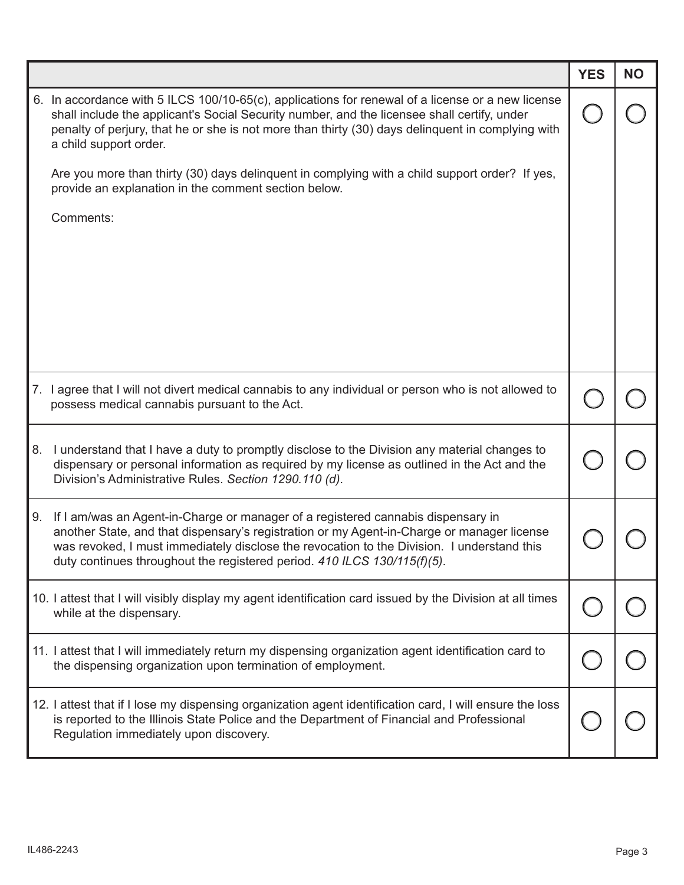| | YES | NO |
|---|---|---|
| 6. In accordance with 5 ILCS 100/10-65(c), applications for renewal of a license or a new license shall include the applicant's Social Security number, and the licensee shall certify, under penalty of perjury, that he or she is not more than thirty (30) days delinquent in complying with a child support order.<br><br>Are you more than thirty (30) days delinquent in complying with a child support order? If yes, provide an explanation in the comment section below.<br><br>Comments: | ◯ | ◯ |
| 7. I agree that I will not divert medical cannabis to any individual or person who is not allowed to possess medical cannabis pursuant to the Act. | ◯ | ◯ |
| 8. I understand that I have a duty to promptly disclose to the Division any material changes to dispensary or personal information as required by my license as outlined in the Act and the Division's Administrative Rules. *Section 1290.110 (d)*. | ◯ | ◯ |
| 9. If I am/was an Agent-in-Charge or manager of a registered cannabis dispensary in another State, and that dispensary's registration or my Agent-in-Charge or manager license was revoked, I must immediately disclose the revocation to the Division. I understand this duty continues throughout the registered period. *410 ILCS 130/115(f)(5)*. | ◯ | ◯ |
| 10. I attest that I will visibly display my agent identification card issued by the Division at all times while at the dispensary. | ◯ | ◯ |
| 11. I attest that I will immediately return my dispensing organization agent identification card to the dispensing organization upon termination of employment. | ◯ | ◯ |
| 12. I attest that if I lose my dispensing organization agent identification card, I will ensure the loss is reported to the Illinois State Police and the Department of Financial and Professional Regulation immediately upon discovery. | ◯ | ◯ |

IL486-2243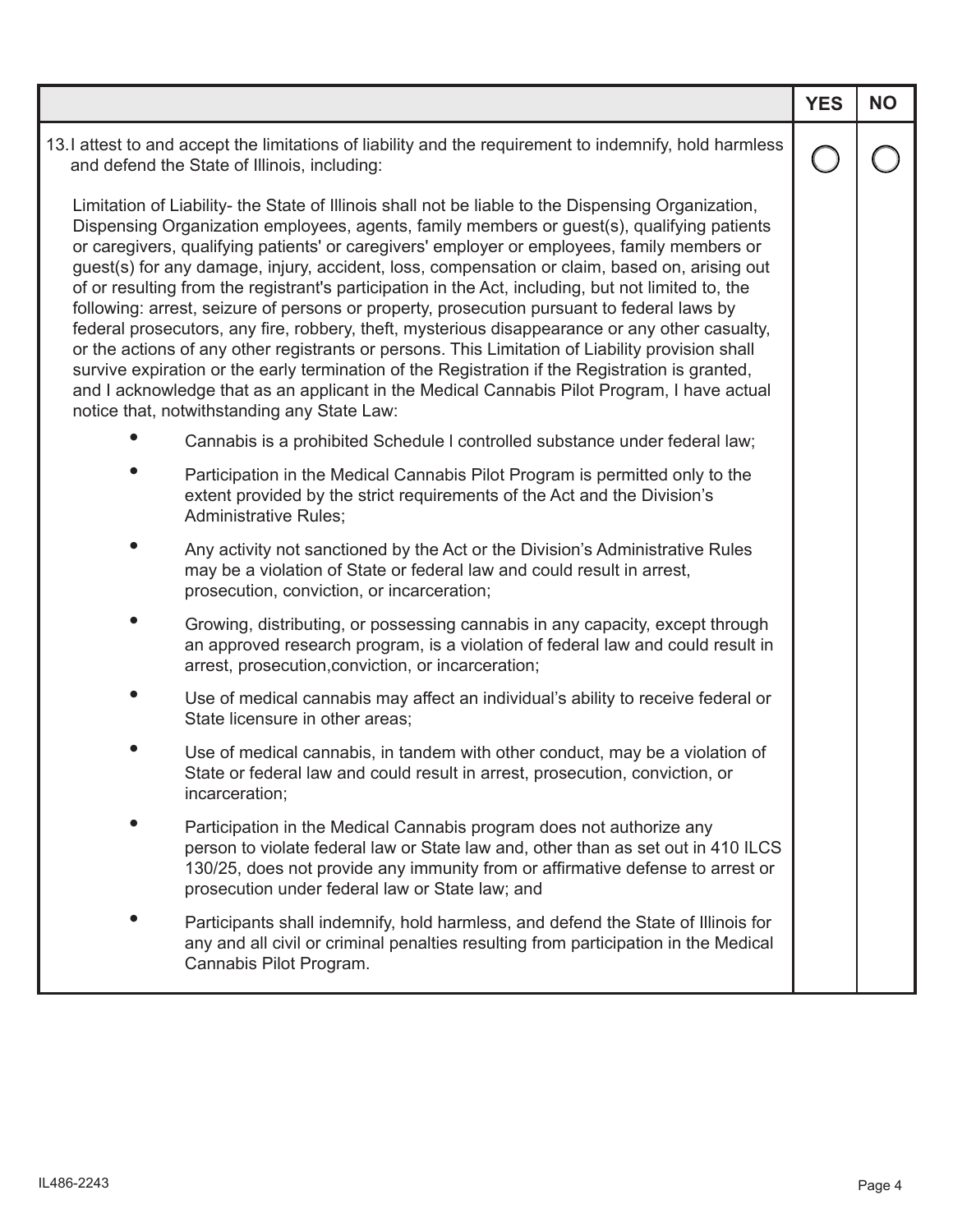| | YES | NO |
|---|---|---|
| 13. I attest to and accept the limitations of liability and the requirement to indemnify, hold harmless and defend the State of Illinois, including:<br><br>Limitation of Liability- the State of Illinois shall not be liable to the Dispensing Organization, Dispensing Organization employees, agents, family members or guest(s), qualifying patients or caregivers, qualifying patients' or caregivers' employer or employees, family members or guest(s) for any damage, injury, accident, loss, compensation or claim, based on, arising out of or resulting from the registrant's participation in the Act, including, but not limited to, the following: arrest, seizure of persons or property, prosecution pursuant to federal laws by federal prosecutors, any fire, robbery, theft, mysterious disappearance or any other casualty, or the actions of any other registrants or persons. This Limitation of Liability provision shall survive expiration or the early termination of the Registration if the Registration is granted, and I acknowledge that as an applicant in the Medical Cannabis Pilot Program, I have actual notice that, notwithstanding any State Law:<br><br>• Cannabis is a prohibited Schedule I controlled substance under federal law;<br>• Participation in the Medical Cannabis Pilot Program is permitted only to the extent provided by the strict requirements of the Act and the Division's Administrative Rules;<br>• Any activity not sanctioned by the Act or the Division's Administrative Rules may be a violation of State or federal law and could result in arrest, prosecution, conviction, or incarceration;<br>• Growing, distributing, or possessing cannabis in any capacity, except through an approved research program, is a violation of federal law and could result in arrest, prosecution,conviction, or incarceration;<br>• Use of medical cannabis may affect an individual's ability to receive federal or State licensure in other areas;<br>• Use of medical cannabis, in tandem with other conduct, may be a violation of State or federal law and could result in arrest, prosecution, conviction, or incarceration;<br>• Participation in the Medical Cannabis program does not authorize any person to violate federal law or State law and, other than as set out in 410 ILCS 130/25, does not provide any immunity from or affirmative defense to arrest or prosecution under federal law or State law; and<br>• Participants shall indemnify, hold harmless, and defend the State of Illinois for any and all civil or criminal penalties resulting from participation in the Medical Cannabis Pilot Program. | ◯ | ◯ |

IL486-2243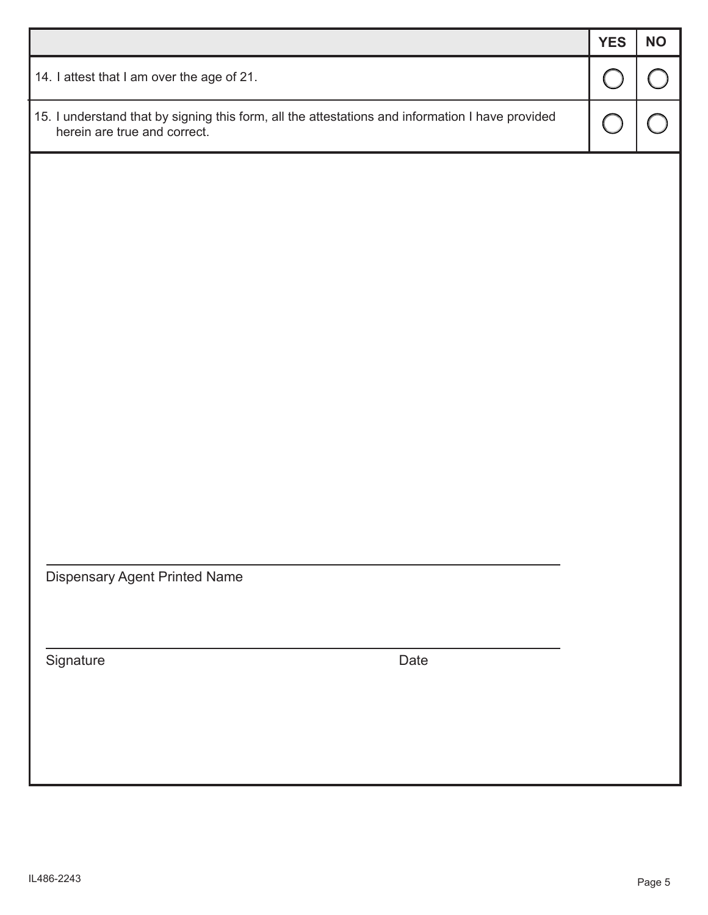| | YES | NO |
|---|---|---|
| 14. I attest that I am over the age of 21. | ○ | ○ |
| 15. I understand that by signing this form, all the attestations and information I have provided herein are true and correct. | ○ | ○ |

Dispensary Agent Printed Name

Signature Date

IL486-2243